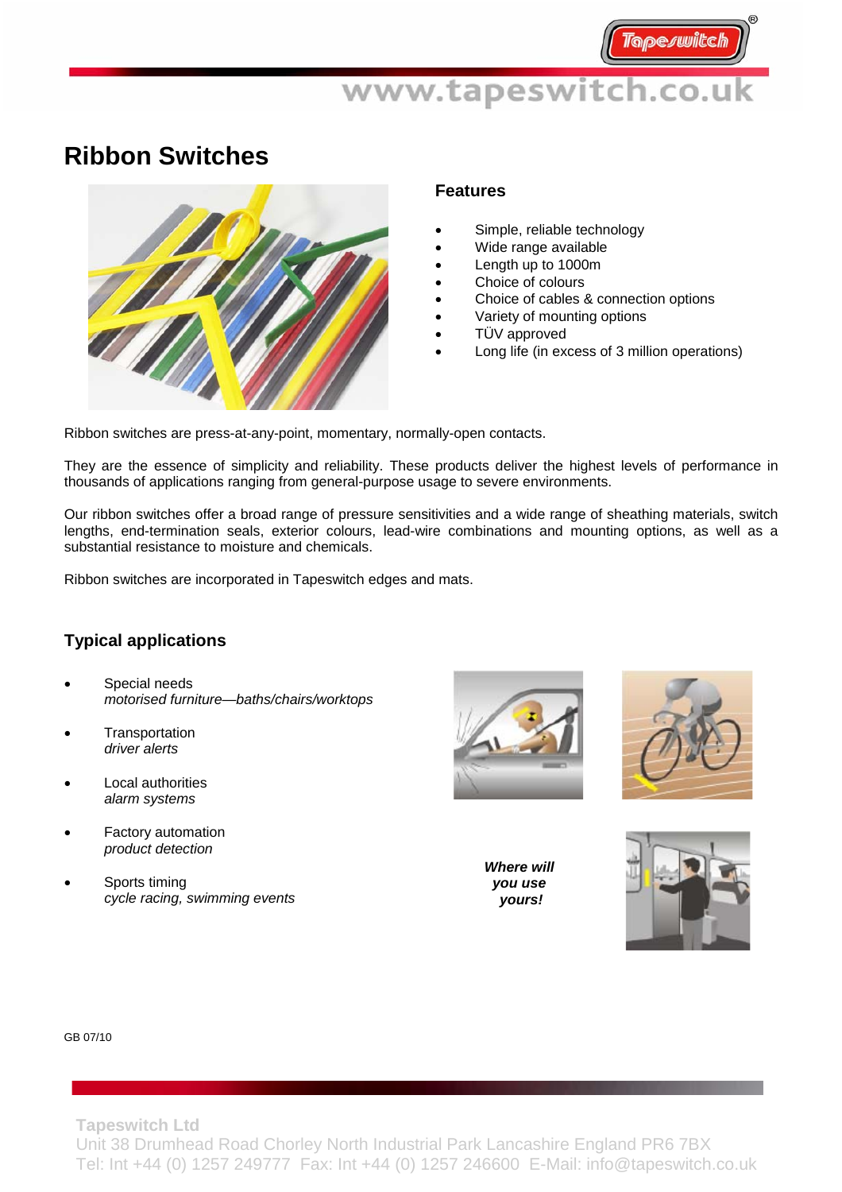# Ribbon Switches

## Features

- Simple, reliable technology
- Wide range available
- Length up to 1000m
- Choice of colours
- Choice of cables & connection options
- Variety of mounting options
- TÜV approved
- Long life (in excess of 3 million operations)

Ribbon switches are press-at-any-point, momentary, normally-open contacts.

They are the essence of simplicity and reliability. These products deliver the highest levels of performance in thousands of applications ranging from general-purpose usage to severe environments.

Our ribbon switches offer a broad range of pressure sensitivities and a wide range of sheathing materials, switch lengths, end-termination seals, exterior colours, lead-wire combinations and mounting options, as well as a substantial resistance to moisture and chemicals.

Ribbon switches are incorporated in Tapeswitch edges and mats.

## Typical applications

- Special needs
  *motorised furniture—baths/chairs/worktops*
- Transportation
  *driver alerts*
- Local authorities
  *alarm systems*
- Factory automation
  *product detection*
- Sports timing
  *cycle racing, swimming events*

***Where will you use yours!***

GB 07/10

**Tapeswitch Ltd**
Unit 38 Drumhead Road Chorley North Industrial Park Lancashire England PR6 7BX
Tel: Int +44 (0) 1257 249777 Fax: Int +44 (0) 1257 246600 E-Mail: info@tapeswitch.co.uk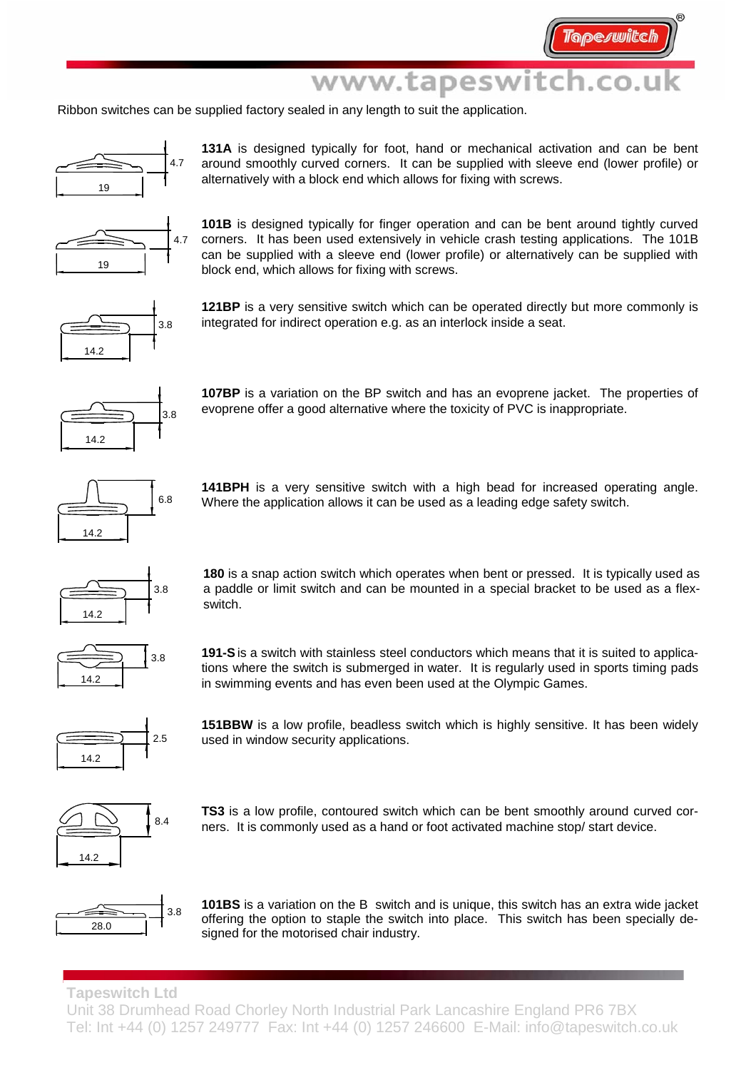Ribbon switches can be supplied factory sealed in any length to suit the application.

4.7

19

**131A** is designed typically for foot, hand or mechanical activation and can be bent around smoothly curved corners. It can be supplied with sleeve end (lower profile) or alternatively with a block end which allows for fixing with screws.

4.7

19

**101B** is designed typically for finger operation and can be bent around tightly curved corners. It has been used extensively in vehicle crash testing applications. The 101B can be supplied with a sleeve end (lower profile) or alternatively can be supplied with block end, which allows for fixing with screws.

3.8

14.2

**121BP** is a very sensitive switch which can be operated directly but more commonly is integrated for indirect operation e.g. as an interlock inside a seat.

3.8

14.2

**107BP** is a variation on the BP switch and has an evoprene jacket. The properties of evoprene offer a good alternative where the toxicity of PVC is inappropriate.

6.8

14.2

**141BPH** is a very sensitive switch with a high bead for increased operating angle. Where the application allows it can be used as a leading edge safety switch.

3.8

14.2

**180** is a snap action switch which operates when bent or pressed. It is typically used as a paddle or limit switch and can be mounted in a special bracket to be used as a flex-switch.

3.8

14.2

**191-S** is a switch with stainless steel conductors which means that it is suited to applications where the switch is submerged in water. It is regularly used in sports timing pads in swimming events and has even been used at the Olympic Games.

2.5

14.2

**151BBW** is a low profile, beadless switch which is highly sensitive. It has been widely used in window security applications.

8.4

14.2

**TS3** is a low profile, contoured switch which can be bent smoothly around curved corners. It is commonly used as a hand or foot activated machine stop/ start device.

3.8

28.0

**101BS** is a variation on the B switch and is unique, this switch has an extra wide jacket offering the option to staple the switch into place. This switch has been specially designed for the motorised chair industry.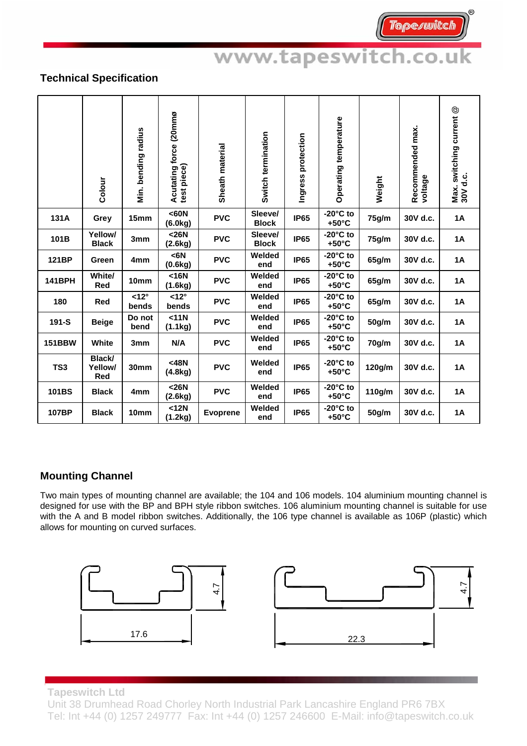## Technical Specification

| | Colour | Min. bending radius | Acutating force (20mmø test piece) | Sheath material | Switch termination | Ingress protection | Operating temperature | Weight | Recommended max. voltage | Max. switching current @ 30V d.c. |
|---|---|---|---|---|---|---|---|---|---|---|
| **131A** | **Grey** | **15mm** | **<60N (6.0kg)** | **PVC** | **Sleeve/ Block** | **IP65** | **-20°C to +50°C** | **75g/m** | **30V d.c.** | **1A** |
| **101B** | **Yellow/ Black** | **3mm** | **<26N (2.6kg)** | **PVC** | **Sleeve/ Block** | **IP65** | **-20°C to +50°C** | **75g/m** | **30V d.c.** | **1A** |
| **121BP** | **Green** | **4mm** | **<6N (0.6kg)** | **PVC** | **Welded end** | **IP65** | **-20°C to +50°C** | **65g/m** | **30V d.c.** | **1A** |
| **141BPH** | **White/ Red** | **10mm** | **<16N (1.6kg)** | **PVC** | **Welded end** | **IP65** | **-20°C to +50°C** | **65g/m** | **30V d.c.** | **1A** |
| **180** | **Red** | **<12° bends** | **<12° bends** | **PVC** | **Welded end** | **IP65** | **-20°C to +50°C** | **65g/m** | **30V d.c.** | **1A** |
| **191-S** | **Beige** | **Do not bend** | **<11N (1.1kg)** | **PVC** | **Welded end** | **IP65** | **-20°C to +50°C** | **50g/m** | **30V d.c.** | **1A** |
| **151BBW** | **White** | **3mm** | **N/A** | **PVC** | **Welded end** | **IP65** | **-20°C to +50°C** | **70g/m** | **30V d.c.** | **1A** |
| **TS3** | **Black/ Yellow/ Red** | **30mm** | **<48N (4.8kg)** | **PVC** | **Welded end** | **IP65** | **-20°C to +50°C** | **120g/m** | **30V d.c.** | **1A** |
| **101BS** | **Black** | **4mm** | **<26N (2.6kg)** | **PVC** | **Welded end** | **IP65** | **-20°C to +50°C** | **110g/m** | **30V d.c.** | **1A** |
| **107BP** | **Black** | **10mm** | **<12N (1.2kg)** | **Evoprene** | **Welded end** | **IP65** | **-20°C to +50°C** | **50g/m** | **30V d.c.** | **1A** |

## Mounting Channel

Two main types of mounting channel are available; the 104 and 106 models. 104 aluminium mounting channel is designed for use with the BP and BPH style ribbon switches. 106 aluminium mounting channel is suitable for use with the A and B model ribbon switches. Additionally, the 106 type channel is available as 106P (plastic) which allows for mounting on curved surfaces.

4.7

17.6

4.7

22.3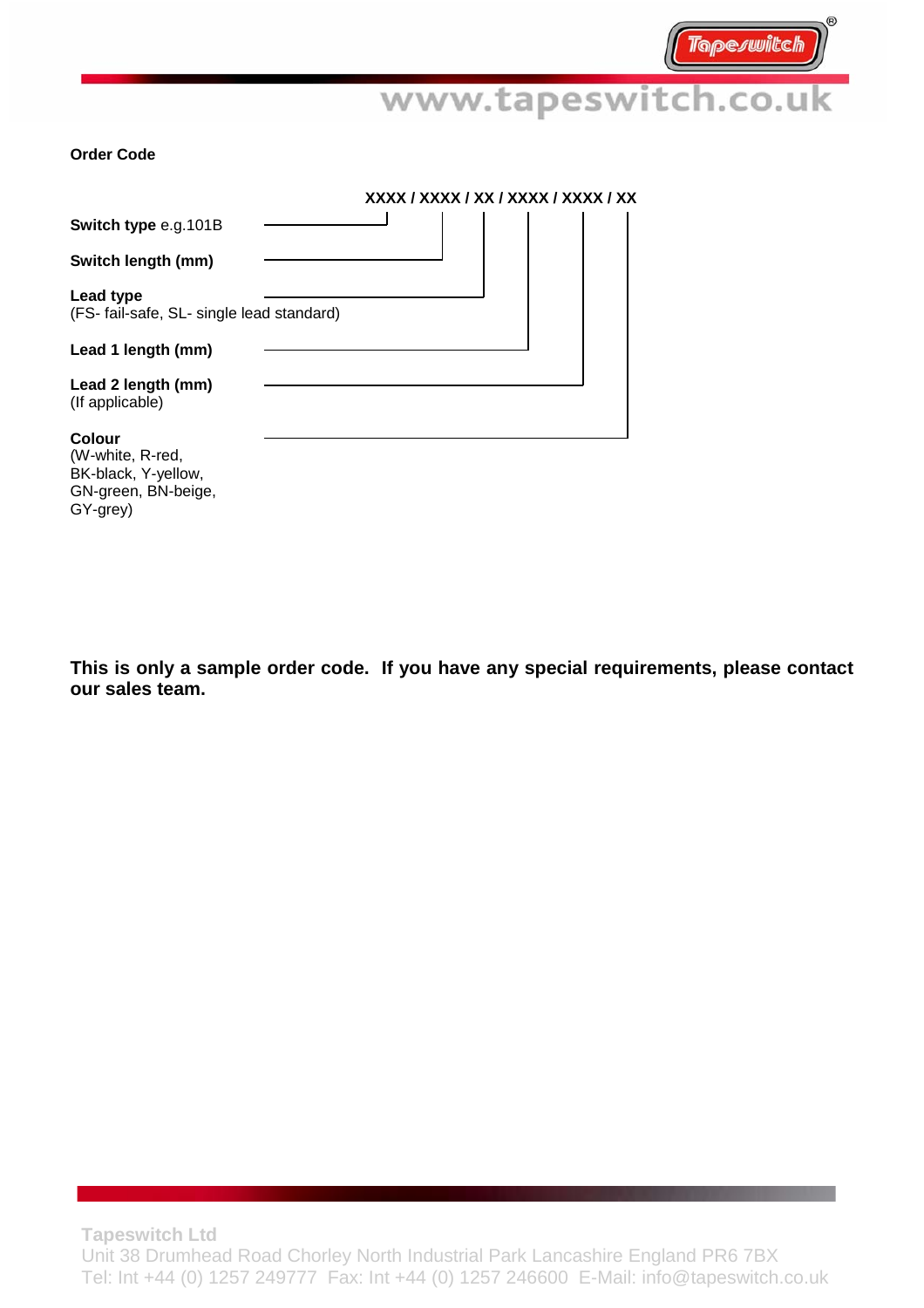**Order Code**

**XXXX / XXXX / XX / XXXX / XXXX / XX**

**Switch type** e.g.101B

**Switch length (mm)**

**Lead type**
(FS- fail-safe, SL- single lead standard)

**Lead 1 length (mm)**

**Lead 2 length (mm)**
(If applicable)

**Colour**
(W-white, R-red,
BK-black, Y-yellow,
GN-green, BN-beige,
GY-grey)

**This is only a sample order code. If you have any special requirements, please contact our sales team.**